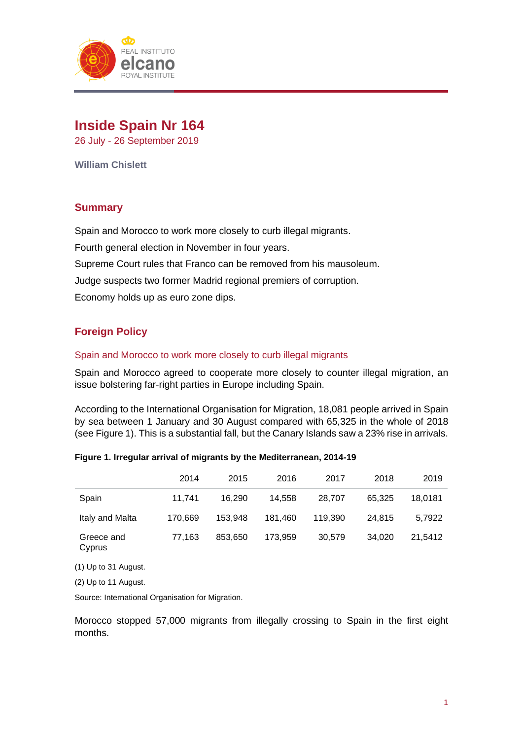# Inside Spain Nr 164

26 July - 26 September 2019

**William Chislett**

## Summary

Spain and Morocco to work more closely to curb illegal migrants.

Fourth general election in November in four years.

Supreme Court rules that Franco can be removed from his mausoleum.

Judge suspects two former Madrid regional premiers of corruption.

Economy holds up as euro zone dips.

## Foreign Policy

### Spain and Morocco to work more closely to curb illegal migrants

Spain and Morocco agreed to cooperate more closely to counter illegal migration, an issue bolstering far-right parties in Europe including Spain.

According to the International Organisation for Migration, 18,081 people arrived in Spain by sea between 1 January and 30 August compared with 65,325 in the whole of 2018 (see Figure 1). This is a substantial fall, but the Canary Islands saw a 23% rise in arrivals.

**Figure 1. Irregular arrival of migrants by the Mediterranean, 2014-19**

| | 2014 | 2015 | 2016 | 2017 | 2018 | 2019 |
|---|---|---|---|---|---|---|
| Spain | 11,741 | 16,290 | 14,558 | 28,707 | 65,325 | 18,0181 |
| Italy and Malta | 170,669 | 153,948 | 181,460 | 119,390 | 24,815 | 5,7922 |
| Greece and Cyprus | 77,163 | 853,650 | 173,959 | 30,579 | 34,020 | 21,5412 |

(1) Up to 31 August.

(2) Up to 11 August.

Source: International Organisation for Migration.

Morocco stopped 57,000 migrants from illegally crossing to Spain in the first eight months.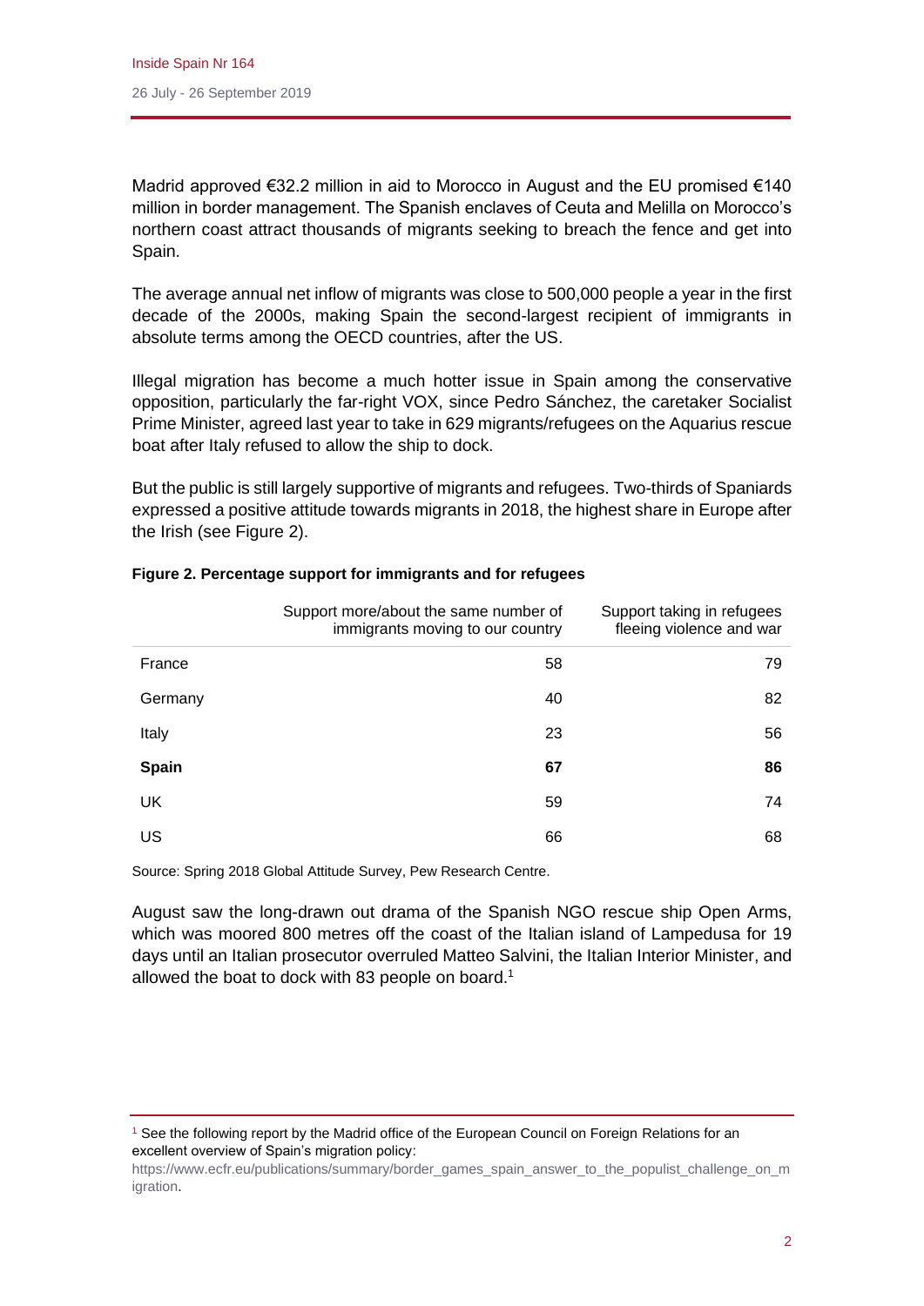Madrid approved €32.2 million in aid to Morocco in August and the EU promised €140 million in border management. The Spanish enclaves of Ceuta and Melilla on Morocco's northern coast attract thousands of migrants seeking to breach the fence and get into Spain.

The average annual net inflow of migrants was close to 500,000 people a year in the first decade of the 2000s, making Spain the second-largest recipient of immigrants in absolute terms among the OECD countries, after the US.

Illegal migration has become a much hotter issue in Spain among the conservative opposition, particularly the far-right VOX, since Pedro Sánchez, the caretaker Socialist Prime Minister, agreed last year to take in 629 migrants/refugees on the Aquarius rescue boat after Italy refused to allow the ship to dock.

But the public is still largely supportive of migrants and refugees. Two-thirds of Spaniards expressed a positive attitude towards migrants in 2018, the highest share in Europe after the Irish (see Figure 2).

**Figure 2. Percentage support for immigrants and for refugees**

| | Support more/about the same number of immigrants moving to our country | Support taking in refugees fleeing violence and war |
|---|---|---|
| France | 58 | 79 |
| Germany | 40 | 82 |
| Italy | 23 | 56 |
| **Spain** | **67** | **86** |
| UK | 59 | 74 |
| US | 66 | 68 |

Source: Spring 2018 Global Attitude Survey, Pew Research Centre.

August saw the long-drawn out drama of the Spanish NGO rescue ship Open Arms, which was moored 800 metres off the coast of the Italian island of Lampedusa for 19 days until an Italian prosecutor overruled Matteo Salvini, the Italian Interior Minister, and allowed the boat to dock with 83 people on board.[1]

[1] See the following report by the Madrid office of the European Council on Foreign Relations for an excellent overview of Spain's migration policy: https://www.ecfr.eu/publications/summary/border_games_spain_answer_to_the_populist_challenge_on_migration.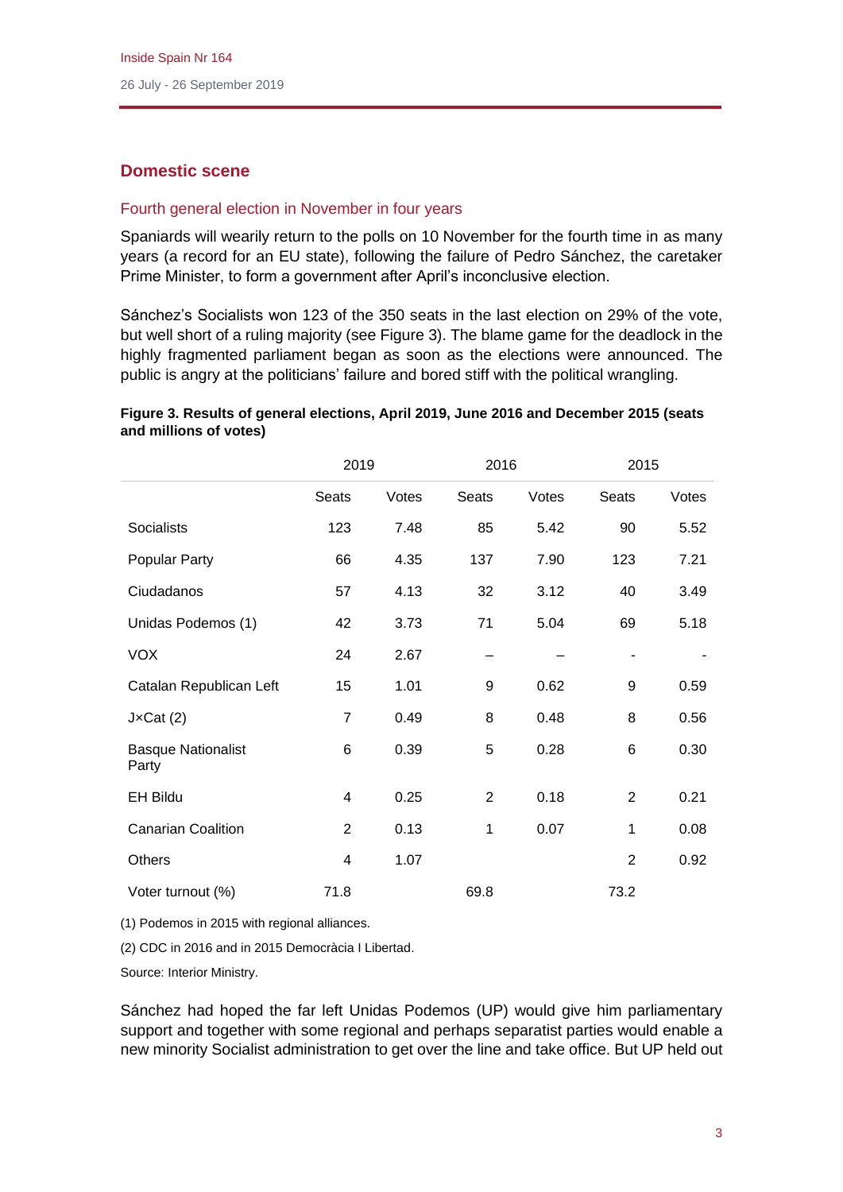## Domestic scene

### Fourth general election in November in four years

Spaniards will wearily return to the polls on 10 November for the fourth time in as many years (a record for an EU state), following the failure of Pedro Sánchez, the caretaker Prime Minister, to form a government after April's inconclusive election.

Sánchez's Socialists won 123 of the 350 seats in the last election on 29% of the vote, but well short of a ruling majority (see Figure 3). The blame game for the deadlock in the highly fragmented parliament began as soon as the elections were announced. The public is angry at the politicians' failure and bored stiff with the political wrangling.

**Figure 3. Results of general elections, April 2019, June 2016 and December 2015 (seats and millions of votes)**

| | 2019 | | 2016 | | 2015 | |
|---|---|---|---|---|---|---|
| | Seats | Votes | Seats | Votes | Seats | Votes |
| Socialists | 123 | 7.48 | 85 | 5.42 | 90 | 5.52 |
| Popular Party | 66 | 4.35 | 137 | 7.90 | 123 | 7.21 |
| Ciudadanos | 57 | 4.13 | 32 | 3.12 | 40 | 3.49 |
| Unidas Podemos (1) | 42 | 3.73 | 71 | 5.04 | 69 | 5.18 |
| VOX | 24 | 2.67 | – | – | - | - |
| Catalan Republican Left | 15 | 1.01 | 9 | 0.62 | 9 | 0.59 |
| J×Cat (2) | 7 | 0.49 | 8 | 0.48 | 8 | 0.56 |
| Basque Nationalist Party | 6 | 0.39 | 5 | 0.28 | 6 | 0.30 |
| EH Bildu | 4 | 0.25 | 2 | 0.18 | 2 | 0.21 |
| Canarian Coalition | 2 | 0.13 | 1 | 0.07 | 1 | 0.08 |
| Others | 4 | 1.07 | | | 2 | 0.92 |
| Voter turnout (%) | 71.8 | | 69.8 | | 73.2 | |

(1) Podemos in 2015 with regional alliances.

(2) CDC in 2016 and in 2015 Democràcia I Libertad.

Source: Interior Ministry.

Sánchez had hoped the far left Unidas Podemos (UP) would give him parliamentary support and together with some regional and perhaps separatist parties would enable a new minority Socialist administration to get over the line and take office. But UP held out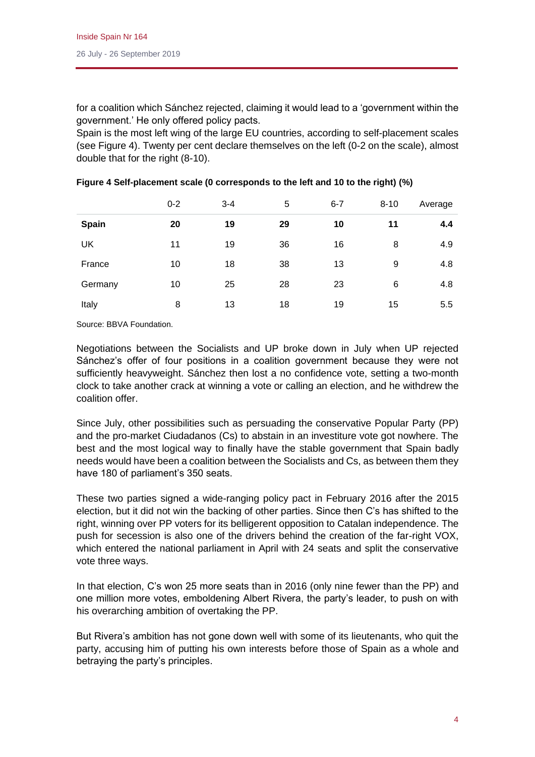for a coalition which Sánchez rejected, claiming it would lead to a 'government within the government.' He only offered policy pacts.

Spain is the most left wing of the large EU countries, according to self-placement scales (see Figure 4). Twenty per cent declare themselves on the left (0-2 on the scale), almost double that for the right (8-10).

**Figure 4 Self-placement scale (0 corresponds to the left and 10 to the right) (%)**

| | 0-2 | 3-4 | 5 | 6-7 | 8-10 | Average |
|---|---|---|---|---|---|---|
| **Spain** | **20** | **19** | **29** | **10** | **11** | **4.4** |
| UK | 11 | 19 | 36 | 16 | 8 | 4.9 |
| France | 10 | 18 | 38 | 13 | 9 | 4.8 |
| Germany | 10 | 25 | 28 | 23 | 6 | 4.8 |
| Italy | 8 | 13 | 18 | 19 | 15 | 5.5 |

Source: BBVA Foundation.

Negotiations between the Socialists and UP broke down in July when UP rejected Sánchez's offer of four positions in a coalition government because they were not sufficiently heavyweight. Sánchez then lost a no confidence vote, setting a two-month clock to take another crack at winning a vote or calling an election, and he withdrew the coalition offer.

Since July, other possibilities such as persuading the conservative Popular Party (PP) and the pro-market Ciudadanos (Cs) to abstain in an investiture vote got nowhere. The best and the most logical way to finally have the stable government that Spain badly needs would have been a coalition between the Socialists and Cs, as between them they have 180 of parliament's 350 seats.

These two parties signed a wide-ranging policy pact in February 2016 after the 2015 election, but it did not win the backing of other parties. Since then C's has shifted to the right, winning over PP voters for its belligerent opposition to Catalan independence. The push for secession is also one of the drivers behind the creation of the far-right VOX, which entered the national parliament in April with 24 seats and split the conservative vote three ways.

In that election, C's won 25 more seats than in 2016 (only nine fewer than the PP) and one million more votes, emboldening Albert Rivera, the party's leader, to push on with his overarching ambition of overtaking the PP.

But Rivera's ambition has not gone down well with some of its lieutenants, who quit the party, accusing him of putting his own interests before those of Spain as a whole and betraying the party's principles.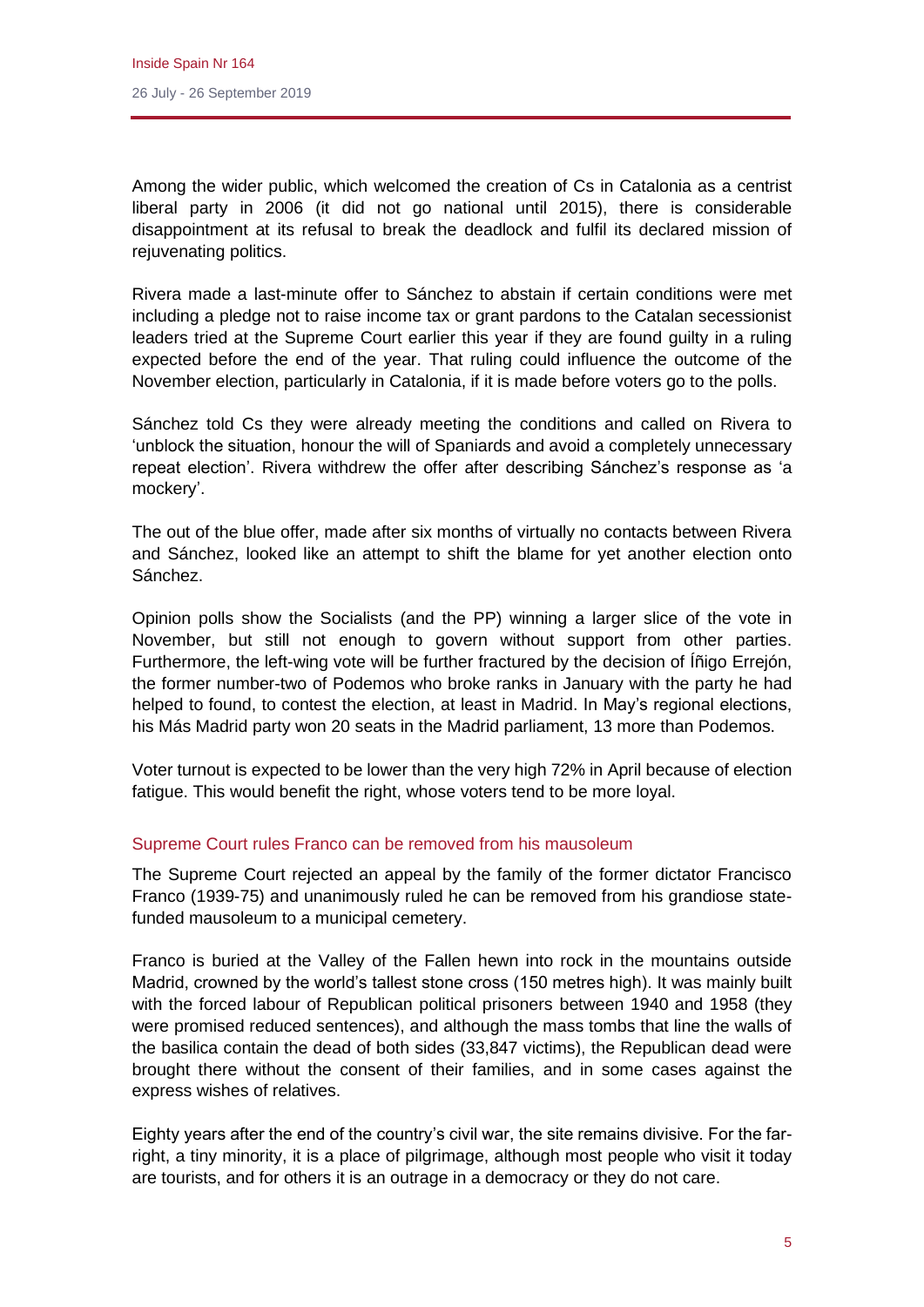Among the wider public, which welcomed the creation of Cs in Catalonia as a centrist liberal party in 2006 (it did not go national until 2015), there is considerable disappointment at its refusal to break the deadlock and fulfil its declared mission of rejuvenating politics.

Rivera made a last-minute offer to Sánchez to abstain if certain conditions were met including a pledge not to raise income tax or grant pardons to the Catalan secessionist leaders tried at the Supreme Court earlier this year if they are found guilty in a ruling expected before the end of the year. That ruling could influence the outcome of the November election, particularly in Catalonia, if it is made before voters go to the polls.

Sánchez told Cs they were already meeting the conditions and called on Rivera to 'unblock the situation, honour the will of Spaniards and avoid a completely unnecessary repeat election'. Rivera withdrew the offer after describing Sánchez's response as 'a mockery'.

The out of the blue offer, made after six months of virtually no contacts between Rivera and Sánchez, looked like an attempt to shift the blame for yet another election onto Sánchez.

Opinion polls show the Socialists (and the PP) winning a larger slice of the vote in November, but still not enough to govern without support from other parties. Furthermore, the left-wing vote will be further fractured by the decision of Íñigo Errejón, the former number-two of Podemos who broke ranks in January with the party he had helped to found, to contest the election, at least in Madrid. In May's regional elections, his Más Madrid party won 20 seats in the Madrid parliament, 13 more than Podemos.

Voter turnout is expected to be lower than the very high 72% in April because of election fatigue. This would benefit the right, whose voters tend to be more loyal.

## Supreme Court rules Franco can be removed from his mausoleum

The Supreme Court rejected an appeal by the family of the former dictator Francisco Franco (1939-75) and unanimously ruled he can be removed from his grandiose state-funded mausoleum to a municipal cemetery.

Franco is buried at the Valley of the Fallen hewn into rock in the mountains outside Madrid, crowned by the world's tallest stone cross (150 metres high). It was mainly built with the forced labour of Republican political prisoners between 1940 and 1958 (they were promised reduced sentences), and although the mass tombs that line the walls of the basilica contain the dead of both sides (33,847 victims), the Republican dead were brought there without the consent of their families, and in some cases against the express wishes of relatives.

Eighty years after the end of the country's civil war, the site remains divisive. For the far-right, a tiny minority, it is a place of pilgrimage, although most people who visit it today are tourists, and for others it is an outrage in a democracy or they do not care.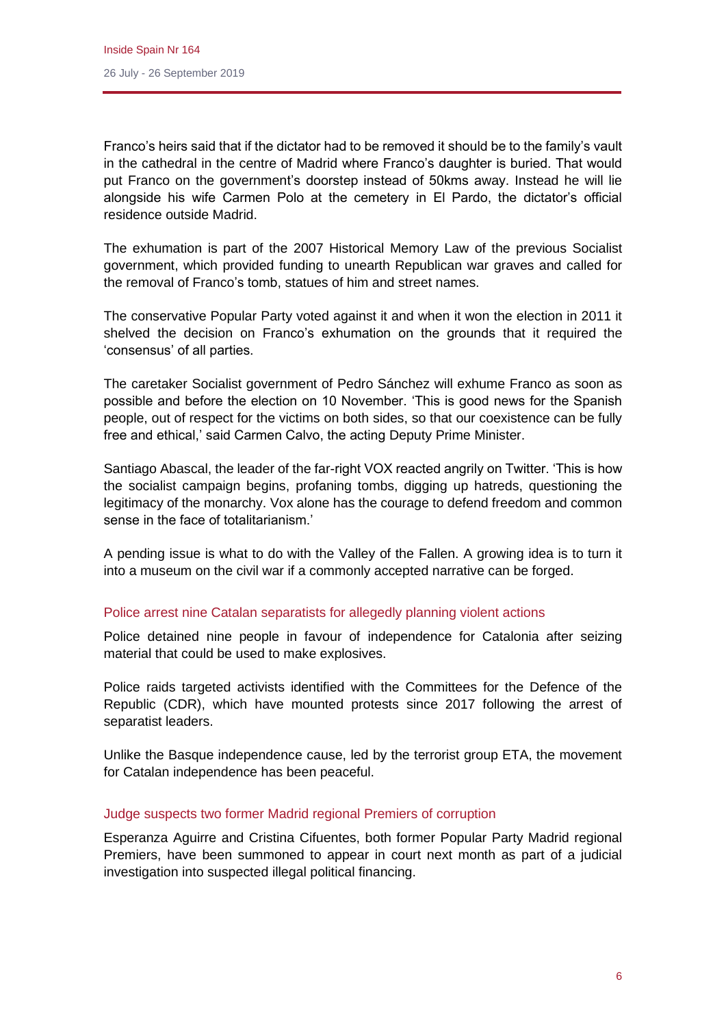Franco's heirs said that if the dictator had to be removed it should be to the family's vault in the cathedral in the centre of Madrid where Franco's daughter is buried. That would put Franco on the government's doorstep instead of 50kms away. Instead he will lie alongside his wife Carmen Polo at the cemetery in El Pardo, the dictator's official residence outside Madrid.

The exhumation is part of the 2007 Historical Memory Law of the previous Socialist government, which provided funding to unearth Republican war graves and called for the removal of Franco's tomb, statues of him and street names.

The conservative Popular Party voted against it and when it won the election in 2011 it shelved the decision on Franco's exhumation on the grounds that it required the 'consensus' of all parties.

The caretaker Socialist government of Pedro Sánchez will exhume Franco as soon as possible and before the election on 10 November. 'This is good news for the Spanish people, out of respect for the victims on both sides, so that our coexistence can be fully free and ethical,' said Carmen Calvo, the acting Deputy Prime Minister.

Santiago Abascal, the leader of the far-right VOX reacted angrily on Twitter. 'This is how the socialist campaign begins, profaning tombs, digging up hatreds, questioning the legitimacy of the monarchy. Vox alone has the courage to defend freedom and common sense in the face of totalitarianism.'

A pending issue is what to do with the Valley of the Fallen. A growing idea is to turn it into a museum on the civil war if a commonly accepted narrative can be forged.

### Police arrest nine Catalan separatists for allegedly planning violent actions

Police detained nine people in favour of independence for Catalonia after seizing material that could be used to make explosives.

Police raids targeted activists identified with the Committees for the Defence of the Republic (CDR), which have mounted protests since 2017 following the arrest of separatist leaders.

Unlike the Basque independence cause, led by the terrorist group ETA, the movement for Catalan independence has been peaceful.

### Judge suspects two former Madrid regional Premiers of corruption

Esperanza Aguirre and Cristina Cifuentes, both former Popular Party Madrid regional Premiers, have been summoned to appear in court next month as part of a judicial investigation into suspected illegal political financing.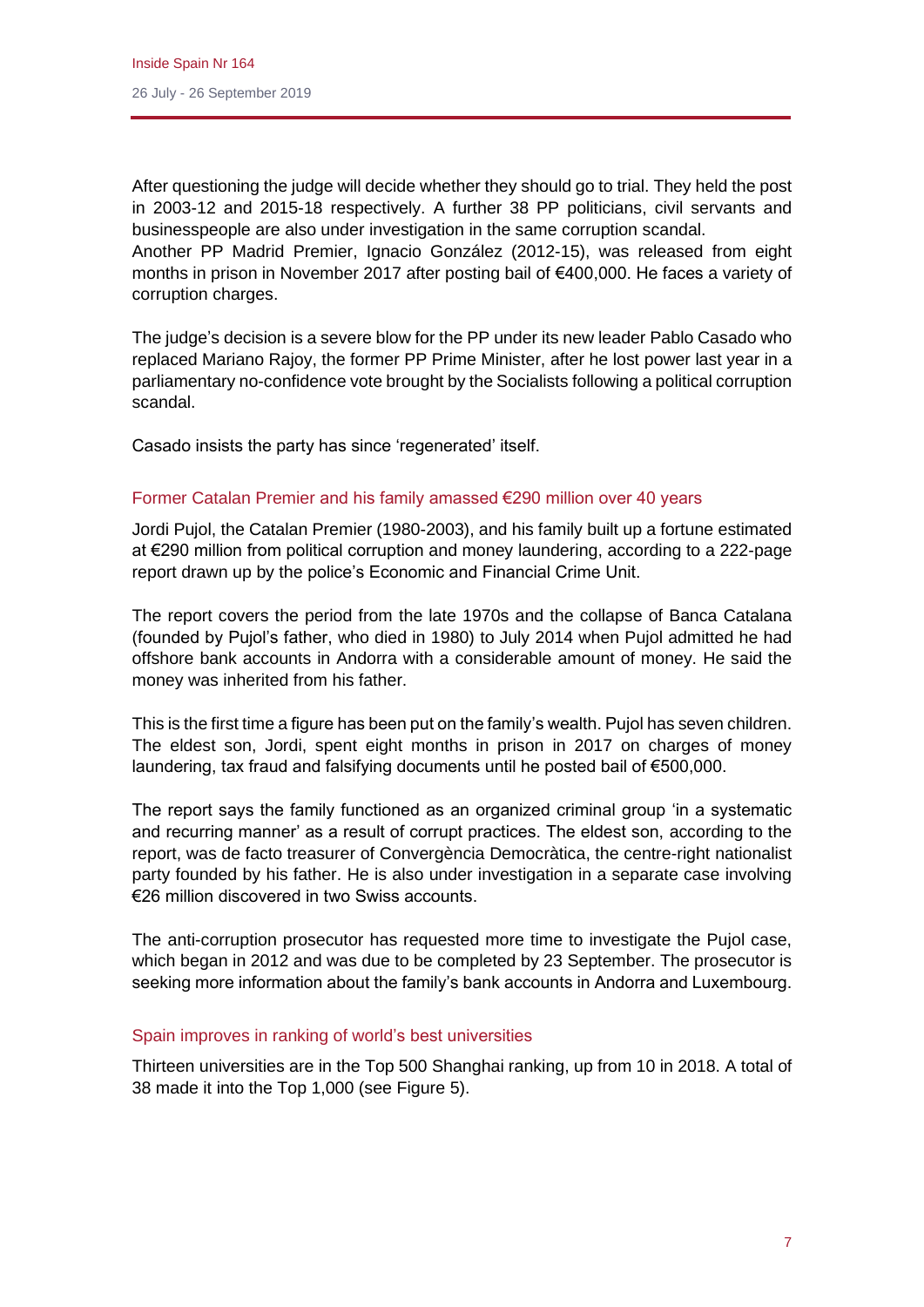After questioning the judge will decide whether they should go to trial. They held the post in 2003-12 and 2015-18 respectively. A further 38 PP politicians, civil servants and businesspeople are also under investigation in the same corruption scandal.
Another PP Madrid Premier, Ignacio González (2012-15), was released from eight months in prison in November 2017 after posting bail of €400,000. He faces a variety of corruption charges.

The judge's decision is a severe blow for the PP under its new leader Pablo Casado who replaced Mariano Rajoy, the former PP Prime Minister, after he lost power last year in a parliamentary no-confidence vote brought by the Socialists following a political corruption scandal.

Casado insists the party has since 'regenerated' itself.

## Former Catalan Premier and his family amassed €290 million over 40 years

Jordi Pujol, the Catalan Premier (1980-2003), and his family built up a fortune estimated at €290 million from political corruption and money laundering, according to a 222-page report drawn up by the police's Economic and Financial Crime Unit.

The report covers the period from the late 1970s and the collapse of Banca Catalana (founded by Pujol's father, who died in 1980) to July 2014 when Pujol admitted he had offshore bank accounts in Andorra with a considerable amount of money. He said the money was inherited from his father.

This is the first time a figure has been put on the family's wealth. Pujol has seven children. The eldest son, Jordi, spent eight months in prison in 2017 on charges of money laundering, tax fraud and falsifying documents until he posted bail of €500,000.

The report says the family functioned as an organized criminal group 'in a systematic and recurring manner' as a result of corrupt practices. The eldest son, according to the report, was de facto treasurer of Convergència Democràtica, the centre-right nationalist party founded by his father. He is also under investigation in a separate case involving €26 million discovered in two Swiss accounts.

The anti-corruption prosecutor has requested more time to investigate the Pujol case, which began in 2012 and was due to be completed by 23 September. The prosecutor is seeking more information about the family's bank accounts in Andorra and Luxembourg.

## Spain improves in ranking of world's best universities

Thirteen universities are in the Top 500 Shanghai ranking, up from 10 in 2018. A total of 38 made it into the Top 1,000 (see Figure 5).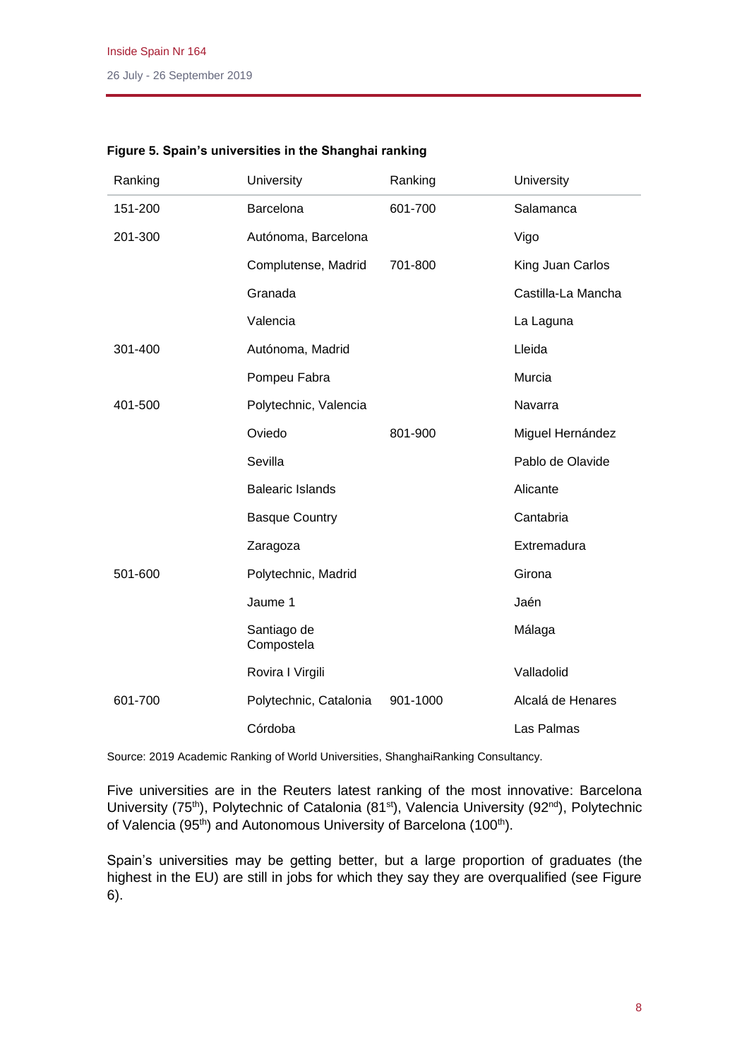**Figure 5. Spain's universities in the Shanghai ranking**

| Ranking | University | Ranking | University |
|---|---|---|---|
| 151-200 | Barcelona | 601-700 | Salamanca |
| 201-300 | Autónoma, Barcelona | | Vigo |
| | Complutense, Madrid | 701-800 | King Juan Carlos |
| | Granada | | Castilla-La Mancha |
| | Valencia | | La Laguna |
| 301-400 | Autónoma, Madrid | | Lleida |
| | Pompeu Fabra | | Murcia |
| 401-500 | Polytechnic, Valencia | | Navarra |
| | Oviedo | 801-900 | Miguel Hernández |
| | Sevilla | | Pablo de Olavide |
| | Balearic Islands | | Alicante |
| | Basque Country | | Cantabria |
| | Zaragoza | | Extremadura |
| 501-600 | Polytechnic, Madrid | | Girona |
| | Jaume 1 | | Jaén |
| | Santiago de Compostela | | Málaga |
| | Rovira I Virgili | | Valladolid |
| 601-700 | Polytechnic, Catalonia | 901-1000 | Alcalá de Henares |
| | Córdoba | | Las Palmas |

Source: 2019 Academic Ranking of World Universities, ShanghaiRanking Consultancy.

Five universities are in the Reuters latest ranking of the most innovative: Barcelona University (75th), Polytechnic of Catalonia (81st), Valencia University (92nd), Polytechnic of Valencia (95th) and Autonomous University of Barcelona (100th).

Spain's universities may be getting better, but a large proportion of graduates (the highest in the EU) are still in jobs for which they say they are overqualified (see Figure 6).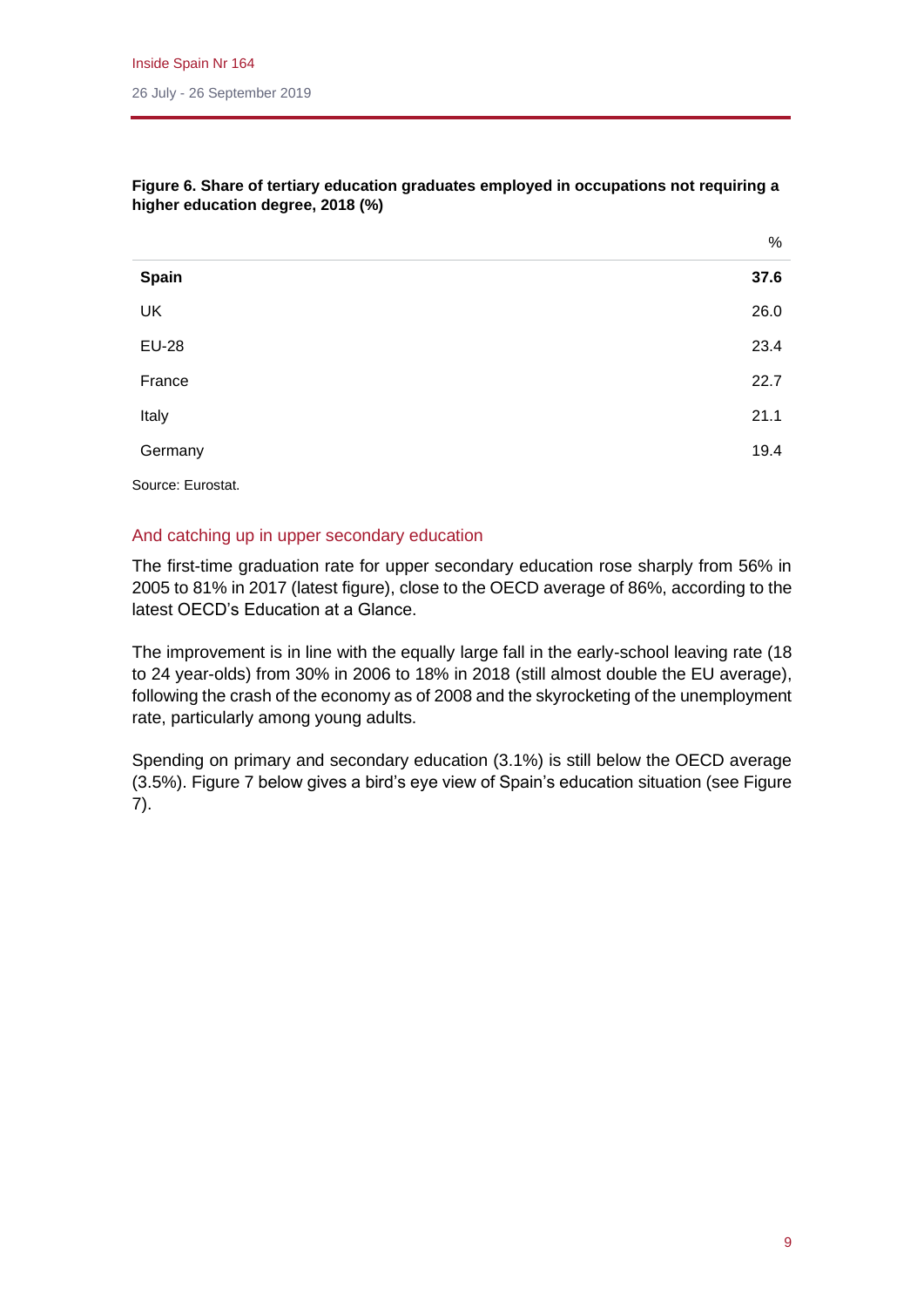**Figure 6. Share of tertiary education graduates employed in occupations not requiring a higher education degree, 2018 (%)**

| | % |
|---|---|
| **Spain** | **37.6** |
| UK | 26.0 |
| EU-28 | 23.4 |
| France | 22.7 |
| Italy | 21.1 |
| Germany | 19.4 |

Source: Eurostat.

## And catching up in upper secondary education

The first-time graduation rate for upper secondary education rose sharply from 56% in 2005 to 81% in 2017 (latest figure), close to the OECD average of 86%, according to the latest OECD's Education at a Glance.

The improvement is in line with the equally large fall in the early-school leaving rate (18 to 24 year-olds) from 30% in 2006 to 18% in 2018 (still almost double the EU average), following the crash of the economy as of 2008 and the skyrocketing of the unemployment rate, particularly among young adults.

Spending on primary and secondary education (3.1%) is still below the OECD average (3.5%). Figure 7 below gives a bird's eye view of Spain's education situation (see Figure 7).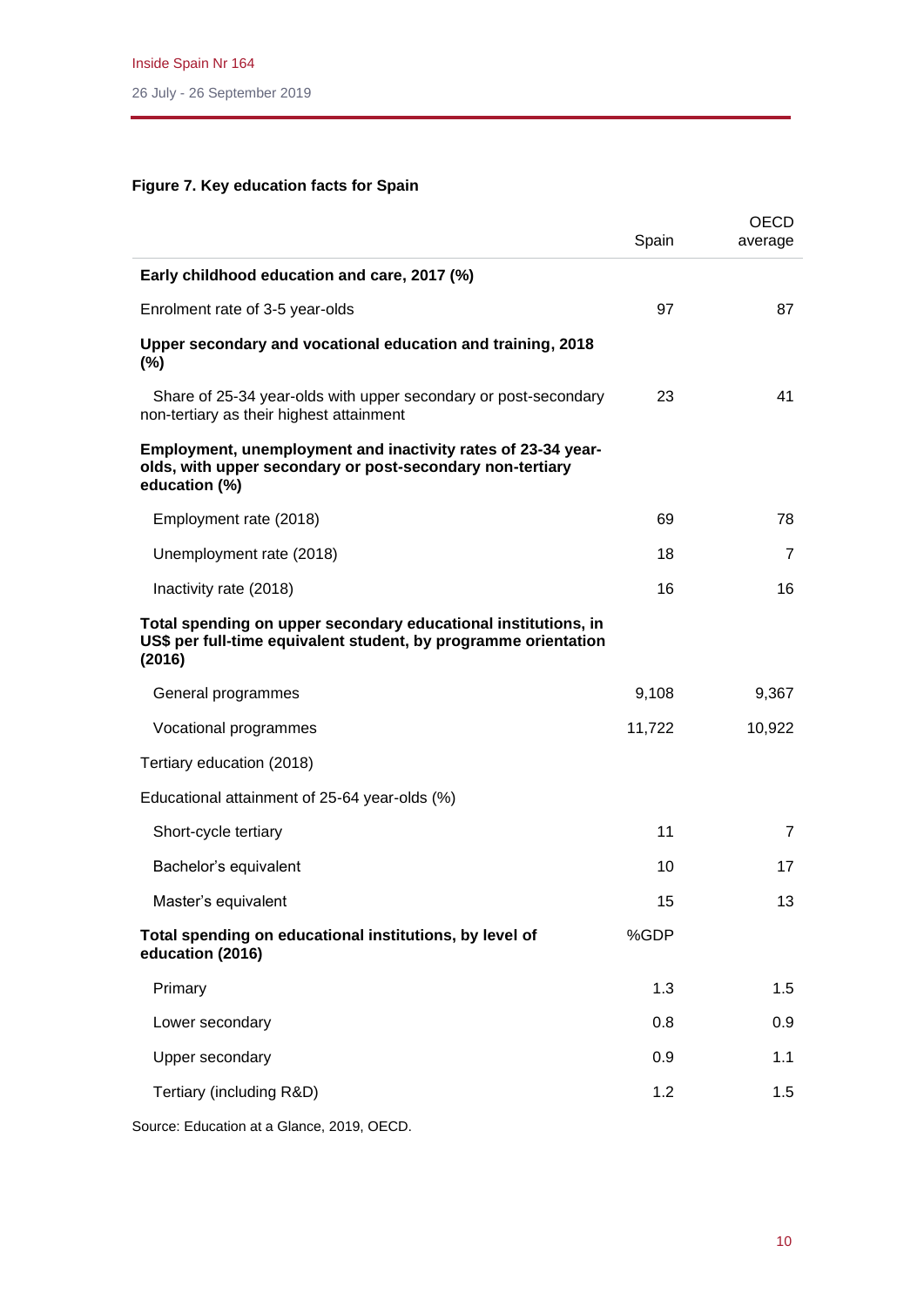**Figure 7. Key education facts for Spain**

| | Spain | OECD average |
|---|---|---|
| **Early childhood education and care, 2017 (%)** | | |
| Enrolment rate of 3-5 year-olds | 97 | 87 |
| **Upper secondary and vocational education and training, 2018 (%)** | | |
| Share of 25-34 year-olds with upper secondary or post-secondary non-tertiary as their highest attainment | 23 | 41 |
| **Employment, unemployment and inactivity rates of 23-34 year-olds, with upper secondary or post-secondary non-tertiary education (%)** | | |
| Employment rate (2018) | 69 | 78 |
| Unemployment rate (2018) | 18 | 7 |
| Inactivity rate (2018) | 16 | 16 |
| **Total spending on upper secondary educational institutions, in US$ per full-time equivalent student, by programme orientation (2016)** | | |
| General programmes | 9,108 | 9,367 |
| Vocational programmes | 11,722 | 10,922 |
| Tertiary education (2018) | | |
| Educational attainment of 25-64 year-olds (%) | | |
| Short-cycle tertiary | 11 | 7 |
| Bachelor's equivalent | 10 | 17 |
| Master's equivalent | 15 | 13 |
| **Total spending on educational institutions, by level of education (2016)** | %GDP | |
| Primary | 1.3 | 1.5 |
| Lower secondary | 0.8 | 0.9 |
| Upper secondary | 0.9 | 1.1 |
| Tertiary (including R&D) | 1.2 | 1.5 |

Source: Education at a Glance, 2019, OECD.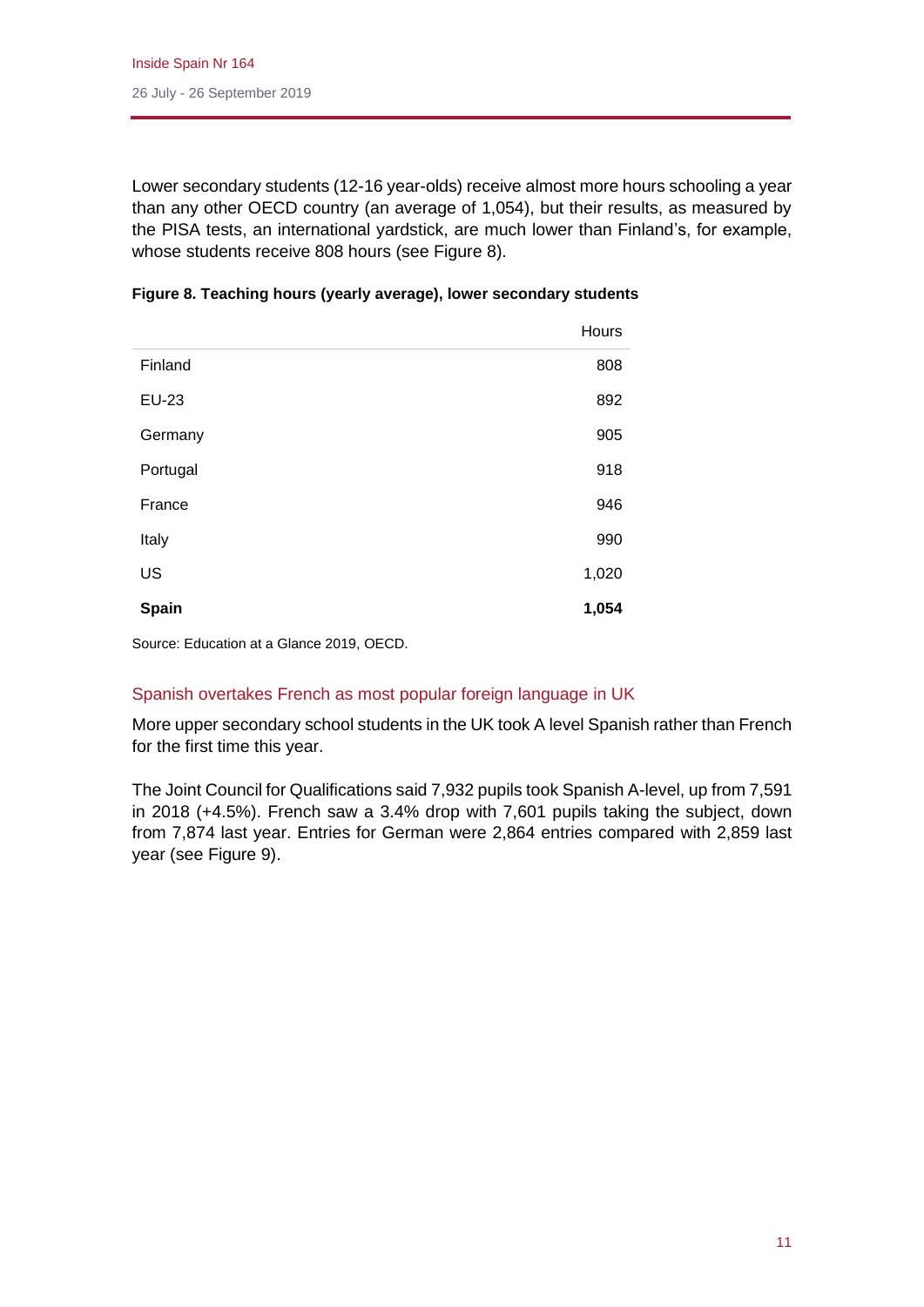Lower secondary students (12-16 year-olds) receive almost more hours schooling a year than any other OECD country (an average of 1,054), but their results, as measured by the PISA tests, an international yardstick, are much lower than Finland's, for example, whose students receive 808 hours (see Figure 8).

**Figure 8. Teaching hours (yearly average), lower secondary students**

| | Hours |
|---|---|
| Finland | 808 |
| EU-23 | 892 |
| Germany | 905 |
| Portugal | 918 |
| France | 946 |
| Italy | 990 |
| US | 1,020 |
| **Spain** | **1,054** |

Source: Education at a Glance 2019, OECD.

## Spanish overtakes French as most popular foreign language in UK

More upper secondary school students in the UK took A level Spanish rather than French for the first time this year.

The Joint Council for Qualifications said 7,932 pupils took Spanish A-level, up from 7,591 in 2018 (+4.5%). French saw a 3.4% drop with 7,601 pupils taking the subject, down from 7,874 last year. Entries for German were 2,864 entries compared with 2,859 last year (see Figure 9).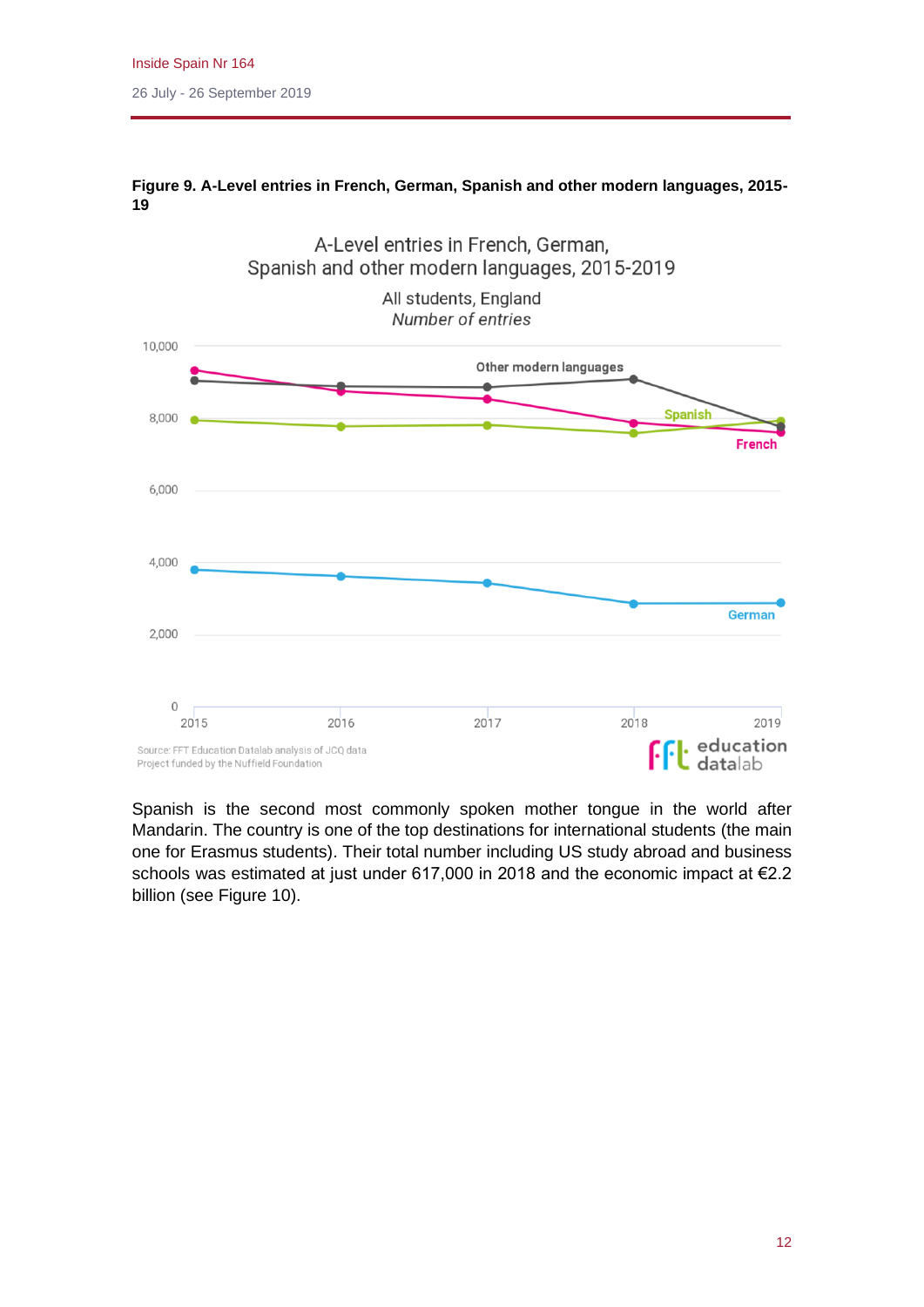**Figure 9. A-Level entries in French, German, Spanish and other modern languages, 2015-19**

A-Level entries in French, German, Spanish and other modern languages, 2015-2019

All students, England
*Number of entries*

Source: FFT Education Datalab analysis of JCQ data
Project funded by the Nuffield Foundation

Spanish is the second most commonly spoken mother tongue in the world after Mandarin. The country is one of the top destinations for international students (the main one for Erasmus students). Their total number including US study abroad and business schools was estimated at just under 617,000 in 2018 and the economic impact at €2.2 billion (see Figure 10).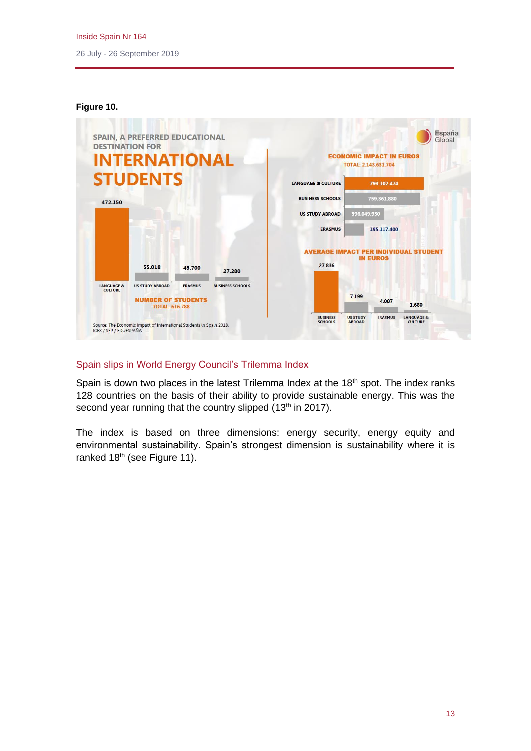**Figure 10.**

SPAIN, A PREFERRED EDUCATIONAL DESTINATION FOR

# INTERNATIONAL STUDENTS

España Global

**NUMBER OF STUDENTS**
TOTAL: 616.788

| Category | Number of students |
| --- | --- |
| LANGUAGE & CULTURE | 472.150 |
| US STUDY ABROAD | 55.018 |
| ERASMUS | 48.700 |
| BUSINESS SCHOOLS | 27.280 |

**ECONOMIC IMPACT IN EUROS**
TOTAL: 2.143.631.704

| Category | Economic impact in euros |
| --- | --- |
| LANGUAGE & CULTURE | 793.102.474 |
| BUSINESS SCHOOLS | 759.361.880 |
| US STUDY ABROAD | 396.049.950 |
| ERASMUS | 195.117.400 |

**AVERAGE IMPACT PER INDIVIDUAL STUDENT IN EUROS**

| Category | Average impact per student in euros |
| --- | --- |
| BUSINESS SCHOOLS | 27.836 |
| US STUDY ABROAD | 7.199 |
| ERASMUS | 4.007 |
| LANGUAGE & CULTURE | 1.680 |

Source: The Economic Impact of International Students in Spain 2018. ICEX / SEP / EDUESPAÑA

## Spain slips in World Energy Council's Trilemma Index

Spain is down two places in the latest Trilemma Index at the 18th spot. The index ranks 128 countries on the basis of their ability to provide sustainable energy. This was the second year running that the country slipped (13th in 2017).

The index is based on three dimensions: energy security, energy equity and environmental sustainability. Spain's strongest dimension is sustainability where it is ranked 18th (see Figure 11).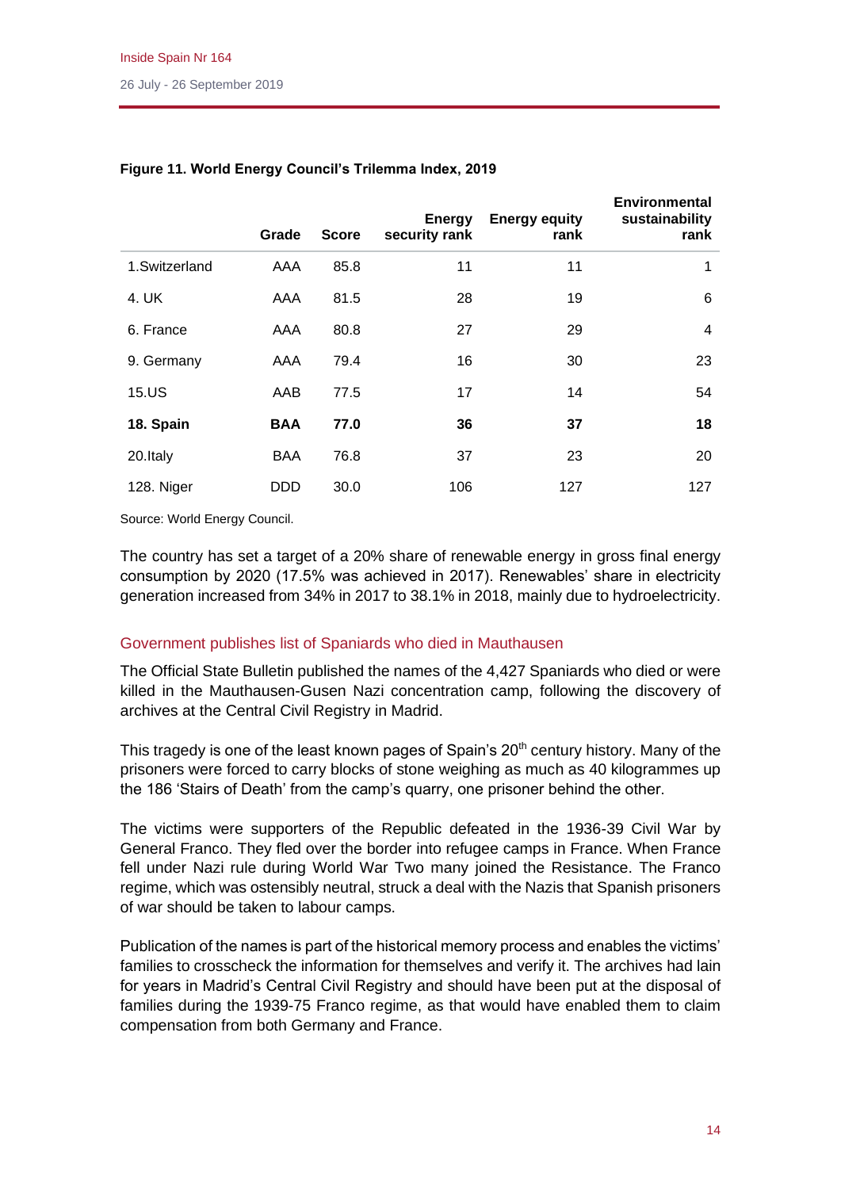**Figure 11. World Energy Council's Trilemma Index, 2019**

| | Grade | Score | Energy security rank | Energy equity rank | Environmental sustainability rank |
|---|---|---|---|---|---|
| 1.Switzerland | AAA | 85.8 | 11 | 11 | 1 |
| 4. UK | AAA | 81.5 | 28 | 19 | 6 |
| 6. France | AAA | 80.8 | 27 | 29 | 4 |
| 9. Germany | AAA | 79.4 | 16 | 30 | 23 |
| 15.US | AAB | 77.5 | 17 | 14 | 54 |
| **18. Spain** | **BAA** | **77.0** | **36** | **37** | **18** |
| 20.Italy | BAA | 76.8 | 37 | 23 | 20 |
| 128. Niger | DDD | 30.0 | 106 | 127 | 127 |

Source: World Energy Council.

The country has set a target of a 20% share of renewable energy in gross final energy consumption by 2020 (17.5% was achieved in 2017). Renewables' share in electricity generation increased from 34% in 2017 to 38.1% in 2018, mainly due to hydroelectricity.

## Government publishes list of Spaniards who died in Mauthausen

The Official State Bulletin published the names of the 4,427 Spaniards who died or were killed in the Mauthausen-Gusen Nazi concentration camp, following the discovery of archives at the Central Civil Registry in Madrid.

This tragedy is one of the least known pages of Spain's 20th century history. Many of the prisoners were forced to carry blocks of stone weighing as much as 40 kilogrammes up the 186 'Stairs of Death' from the camp's quarry, one prisoner behind the other.

The victims were supporters of the Republic defeated in the 1936-39 Civil War by General Franco. They fled over the border into refugee camps in France. When France fell under Nazi rule during World War Two many joined the Resistance. The Franco regime, which was ostensibly neutral, struck a deal with the Nazis that Spanish prisoners of war should be taken to labour camps.

Publication of the names is part of the historical memory process and enables the victims' families to crosscheck the information for themselves and verify it. The archives had lain for years in Madrid's Central Civil Registry and should have been put at the disposal of families during the 1939-75 Franco regime, as that would have enabled them to claim compensation from both Germany and France.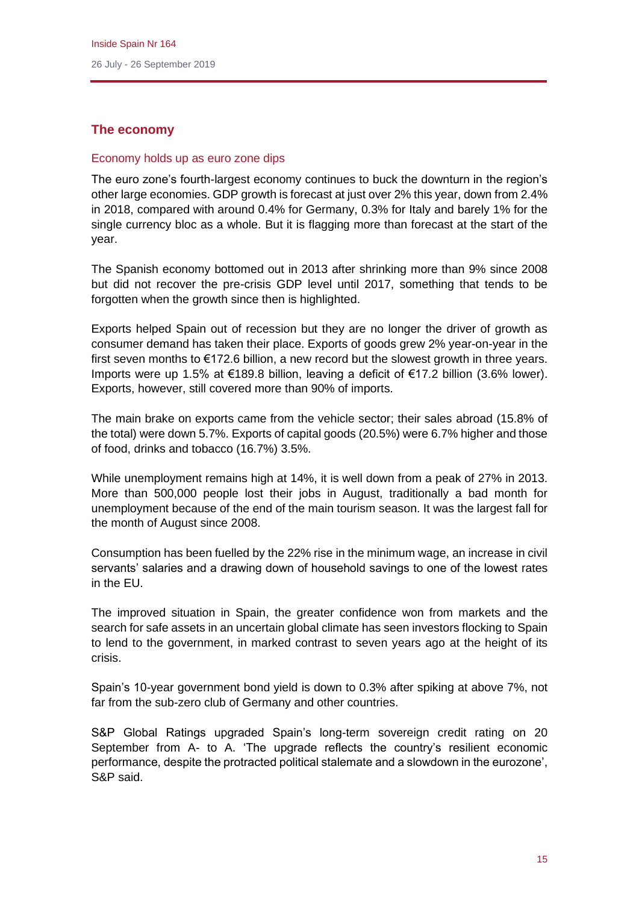## The economy

### Economy holds up as euro zone dips

The euro zone's fourth-largest economy continues to buck the downturn in the region's other large economies. GDP growth is forecast at just over 2% this year, down from 2.4% in 2018, compared with around 0.4% for Germany, 0.3% for Italy and barely 1% for the single currency bloc as a whole. But it is flagging more than forecast at the start of the year.

The Spanish economy bottomed out in 2013 after shrinking more than 9% since 2008 but did not recover the pre-crisis GDP level until 2017, something that tends to be forgotten when the growth since then is highlighted.

Exports helped Spain out of recession but they are no longer the driver of growth as consumer demand has taken their place. Exports of goods grew 2% year-on-year in the first seven months to €172.6 billion, a new record but the slowest growth in three years. Imports were up 1.5% at €189.8 billion, leaving a deficit of €17.2 billion (3.6% lower). Exports, however, still covered more than 90% of imports.

The main brake on exports came from the vehicle sector; their sales abroad (15.8% of the total) were down 5.7%. Exports of capital goods (20.5%) were 6.7% higher and those of food, drinks and tobacco (16.7%) 3.5%.

While unemployment remains high at 14%, it is well down from a peak of 27% in 2013. More than 500,000 people lost their jobs in August, traditionally a bad month for unemployment because of the end of the main tourism season. It was the largest fall for the month of August since 2008.

Consumption has been fuelled by the 22% rise in the minimum wage, an increase in civil servants' salaries and a drawing down of household savings to one of the lowest rates in the EU.

The improved situation in Spain, the greater confidence won from markets and the search for safe assets in an uncertain global climate has seen investors flocking to Spain to lend to the government, in marked contrast to seven years ago at the height of its crisis.

Spain's 10-year government bond yield is down to 0.3% after spiking at above 7%, not far from the sub-zero club of Germany and other countries.

S&P Global Ratings upgraded Spain's long-term sovereign credit rating on 20 September from A- to A. 'The upgrade reflects the country's resilient economic performance, despite the protracted political stalemate and a slowdown in the eurozone', S&P said.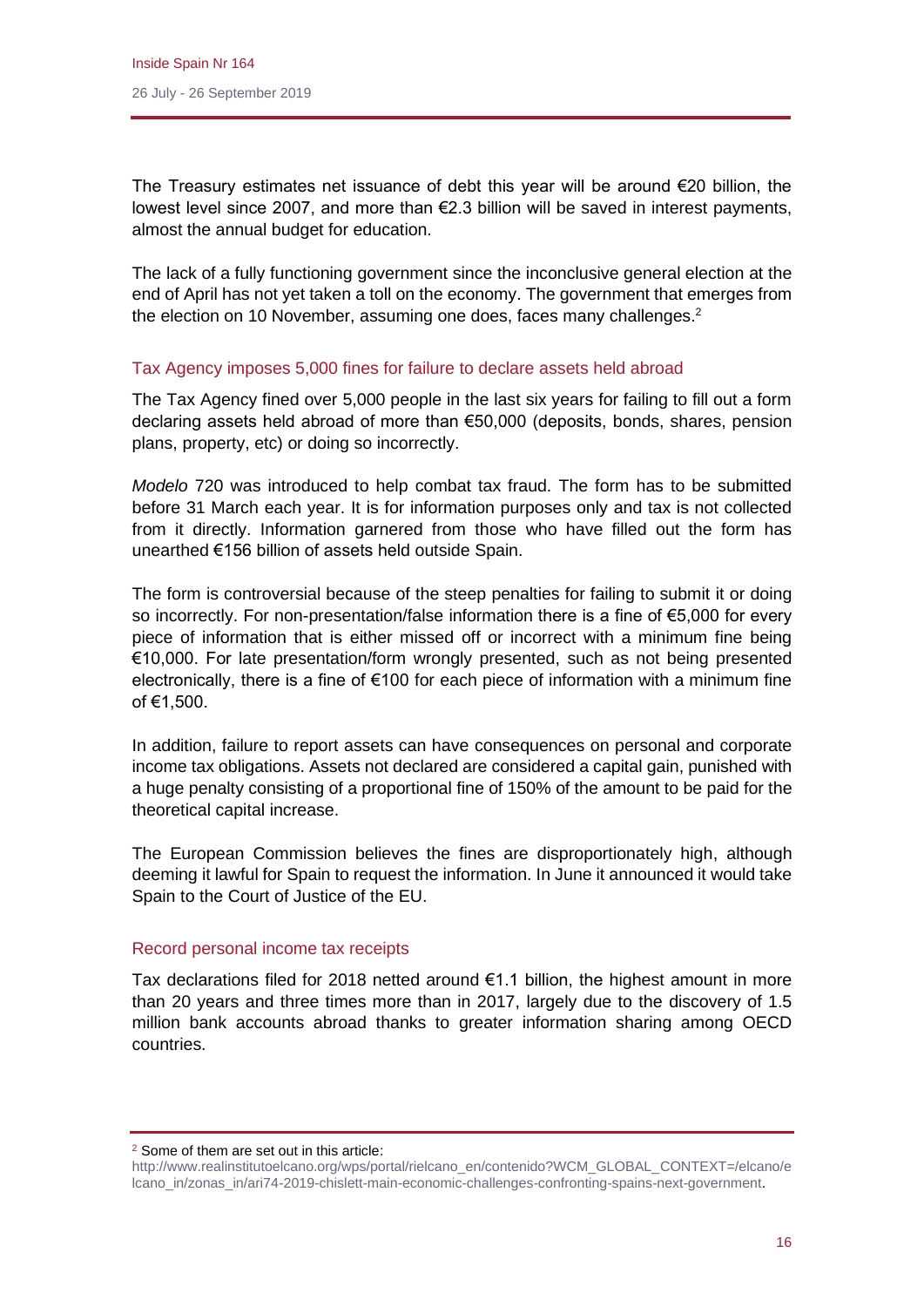The Treasury estimates net issuance of debt this year will be around €20 billion, the lowest level since 2007, and more than €2.3 billion will be saved in interest payments, almost the annual budget for education.

The lack of a fully functioning government since the inconclusive general election at the end of April has not yet taken a toll on the economy. The government that emerges from the election on 10 November, assuming one does, faces many challenges.[2]

## Tax Agency imposes 5,000 fines for failure to declare assets held abroad

The Tax Agency fined over 5,000 people in the last six years for failing to fill out a form declaring assets held abroad of more than €50,000 (deposits, bonds, shares, pension plans, property, etc) or doing so incorrectly.

*Modelo* 720 was introduced to help combat tax fraud. The form has to be submitted before 31 March each year. It is for information purposes only and tax is not collected from it directly. Information garnered from those who have filled out the form has unearthed €156 billion of assets held outside Spain.

The form is controversial because of the steep penalties for failing to submit it or doing so incorrectly. For non-presentation/false information there is a fine of €5,000 for every piece of information that is either missed off or incorrect with a minimum fine being €10,000. For late presentation/form wrongly presented, such as not being presented electronically, there is a fine of €100 for each piece of information with a minimum fine of €1,500.

In addition, failure to report assets can have consequences on personal and corporate income tax obligations. Assets not declared are considered a capital gain, punished with a huge penalty consisting of a proportional fine of 150% of the amount to be paid for the theoretical capital increase.

The European Commission believes the fines are disproportionately high, although deeming it lawful for Spain to request the information. In June it announced it would take Spain to the Court of Justice of the EU.

## Record personal income tax receipts

Tax declarations filed for 2018 netted around €1.1 billion, the highest amount in more than 20 years and three times more than in 2017, largely due to the discovery of 1.5 million bank accounts abroad thanks to greater information sharing among OECD countries.

[2] Some of them are set out in this article: http://www.realinstitutoelcano.org/wps/portal/rielcano_en/contenido?WCM_GLOBAL_CONTEXT=/elcano/elcano_in/zonas_in/ari74-2019-chislett-main-economic-challenges-confronting-spains-next-government.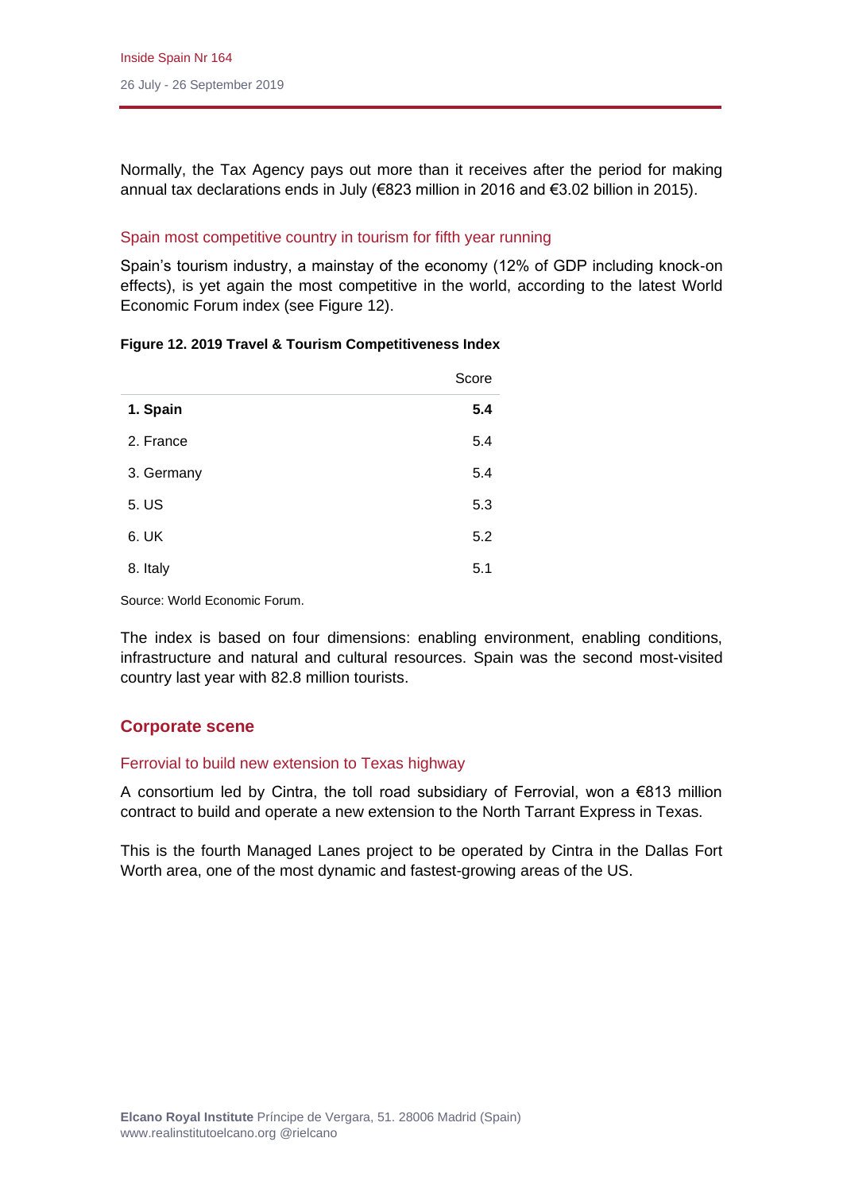Normally, the Tax Agency pays out more than it receives after the period for making annual tax declarations ends in July (€823 million in 2016 and €3.02 billion in 2015).

### Spain most competitive country in tourism for fifth year running

Spain's tourism industry, a mainstay of the economy (12% of GDP including knock-on effects), is yet again the most competitive in the world, according to the latest World Economic Forum index (see Figure 12).

**Figure 12. 2019 Travel & Tourism Competitiveness Index**

| | Score |
|---|---|
| **1. Spain** | **5.4** |
| 2. France | 5.4 |
| 3. Germany | 5.4 |
| 5. US | 5.3 |
| 6. UK | 5.2 |
| 8. Italy | 5.1 |

Source: World Economic Forum.

The index is based on four dimensions: enabling environment, enabling conditions, infrastructure and natural and cultural resources. Spain was the second most-visited country last year with 82.8 million tourists.

## Corporate scene

### Ferrovial to build new extension to Texas highway

A consortium led by Cintra, the toll road subsidiary of Ferrovial, won a €813 million contract to build and operate a new extension to the North Tarrant Express in Texas.

This is the fourth Managed Lanes project to be operated by Cintra in the Dallas Fort Worth area, one of the most dynamic and fastest-growing areas of the US.